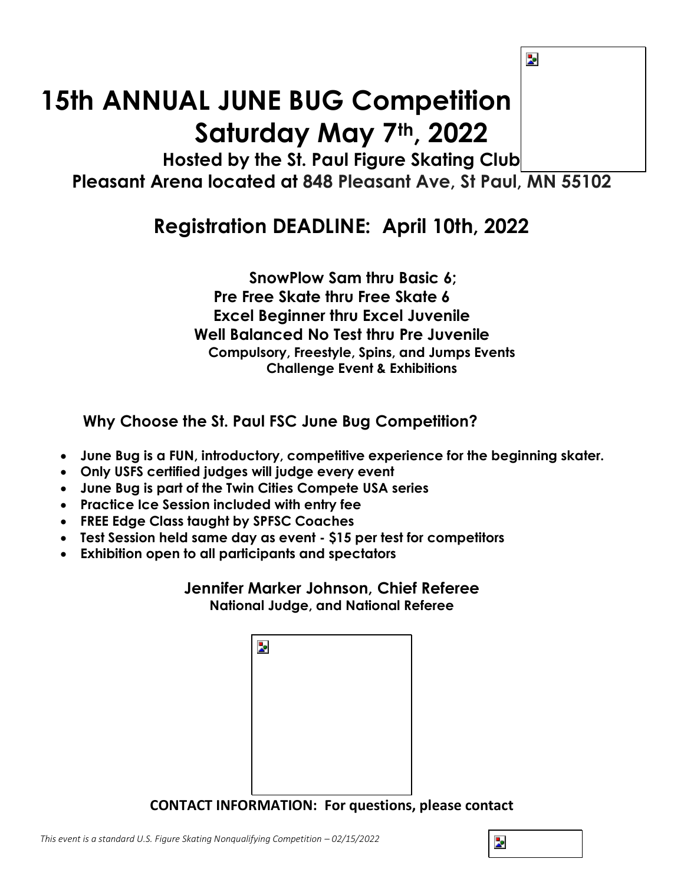# 15th ANNUAL JUNE BUG Competition

## Saturday May 7th, 2022

**Hosted by the St. Paul Figure Skating Club**

**Pleasant Arena located at 848 Pleasant Ave, St Paul, MN 55102**

## Registration DEADLINE: April 10th, 2022

**SnowPlow Sam thru Basic 6;**
**Pre Free Skate thru Free Skate 6**
**Excel Beginner thru Excel Juvenile**
**Well Balanced No Test thru Pre Juvenile**
**Compulsory, Freestyle, Spins, and Jumps Events**
**Challenge Event & Exhibitions**

### Why Choose the St. Paul FSC June Bug Competition?

- **June Bug is a FUN, introductory, competitive experience for the beginning skater.**
- **Only USFS certified judges will judge every event**
- **June Bug is part of the Twin Cities Compete USA series**
- **Practice Ice Session included with entry fee**
- **FREE Edge Class taught by SPFSC Coaches**
- **Test Session held same day as event - $15 per test for competitors**
- **Exhibition open to all participants and spectators**

**Jennifer Marker Johnson, Chief Referee**
**National Judge, and National Referee**

**CONTACT INFORMATION: For questions, please contact**

*This event is a standard U.S. Figure Skating Nonqualifying Competition – 02/15/2022*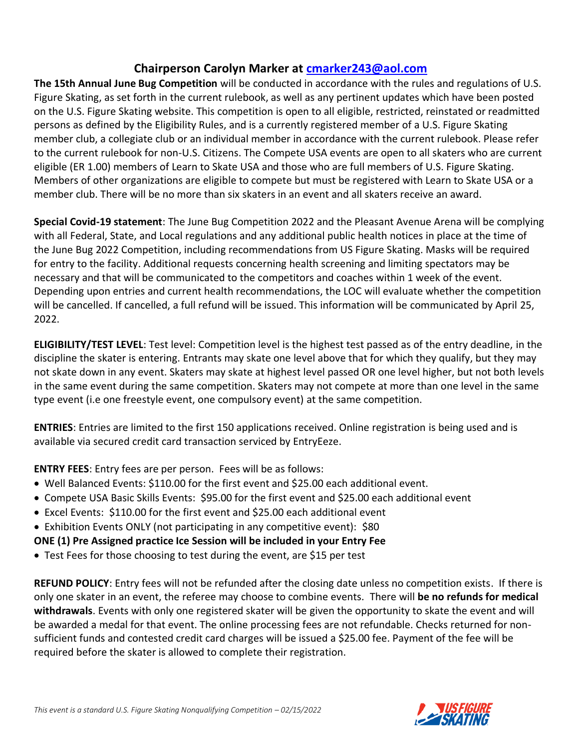## Chairperson Carolyn Marker at [cmarker243@aol.com](mailto:cmarker243@aol.com)

**The 15th Annual June Bug Competition** will be conducted in accordance with the rules and regulations of U.S. Figure Skating, as set forth in the current rulebook, as well as any pertinent updates which have been posted on the U.S. Figure Skating website. This competition is open to all eligible, restricted, reinstated or readmitted persons as defined by the Eligibility Rules, and is a currently registered member of a U.S. Figure Skating member club, a collegiate club or an individual member in accordance with the current rulebook. Please refer to the current rulebook for non-U.S. Citizens. The Compete USA events are open to all skaters who are current eligible (ER 1.00) members of Learn to Skate USA and those who are full members of U.S. Figure Skating. Members of other organizations are eligible to compete but must be registered with Learn to Skate USA or a member club. There will be no more than six skaters in an event and all skaters receive an award.

**Special Covid-19 statement**: The June Bug Competition 2022 and the Pleasant Avenue Arena will be complying with all Federal, State, and Local regulations and any additional public health notices in place at the time of the June Bug 2022 Competition, including recommendations from US Figure Skating. Masks will be required for entry to the facility. Additional requests concerning health screening and limiting spectators may be necessary and that will be communicated to the competitors and coaches within 1 week of the event. Depending upon entries and current health recommendations, the LOC will evaluate whether the competition will be cancelled. If cancelled, a full refund will be issued. This information will be communicated by April 25, 2022.

**ELIGIBILITY/TEST LEVEL**: Test level: Competition level is the highest test passed as of the entry deadline, in the discipline the skater is entering. Entrants may skate one level above that for which they qualify, but they may not skate down in any event. Skaters may skate at highest level passed OR one level higher, but not both levels in the same event during the same competition. Skaters may not compete at more than one level in the same type event (i.e one freestyle event, one compulsory event) at the same competition.

**ENTRIES**: Entries are limited to the first 150 applications received. Online registration is being used and is available via secured credit card transaction serviced by EntryEeze.

**ENTRY FEES**: Entry fees are per person. Fees will be as follows:

- Well Balanced Events: $110.00 for the first event and $25.00 each additional event.
- Compete USA Basic Skills Events: $95.00 for the first event and $25.00 each additional event
- Excel Events: $110.00 for the first event and $25.00 each additional event
- Exhibition Events ONLY (not participating in any competitive event): $80

**ONE (1) Pre Assigned practice Ice Session will be included in your Entry Fee**

- Test Fees for those choosing to test during the event, are $15 per test

**REFUND POLICY**: Entry fees will not be refunded after the closing date unless no competition exists. If there is only one skater in an event, the referee may choose to combine events. There will **be no refunds for medical withdrawals**. Events with only one registered skater will be given the opportunity to skate the event and will be awarded a medal for that event. The online processing fees are not refundable. Checks returned for non-sufficient funds and contested credit card charges will be issued a $25.00 fee. Payment of the fee will be required before the skater is allowed to complete their registration.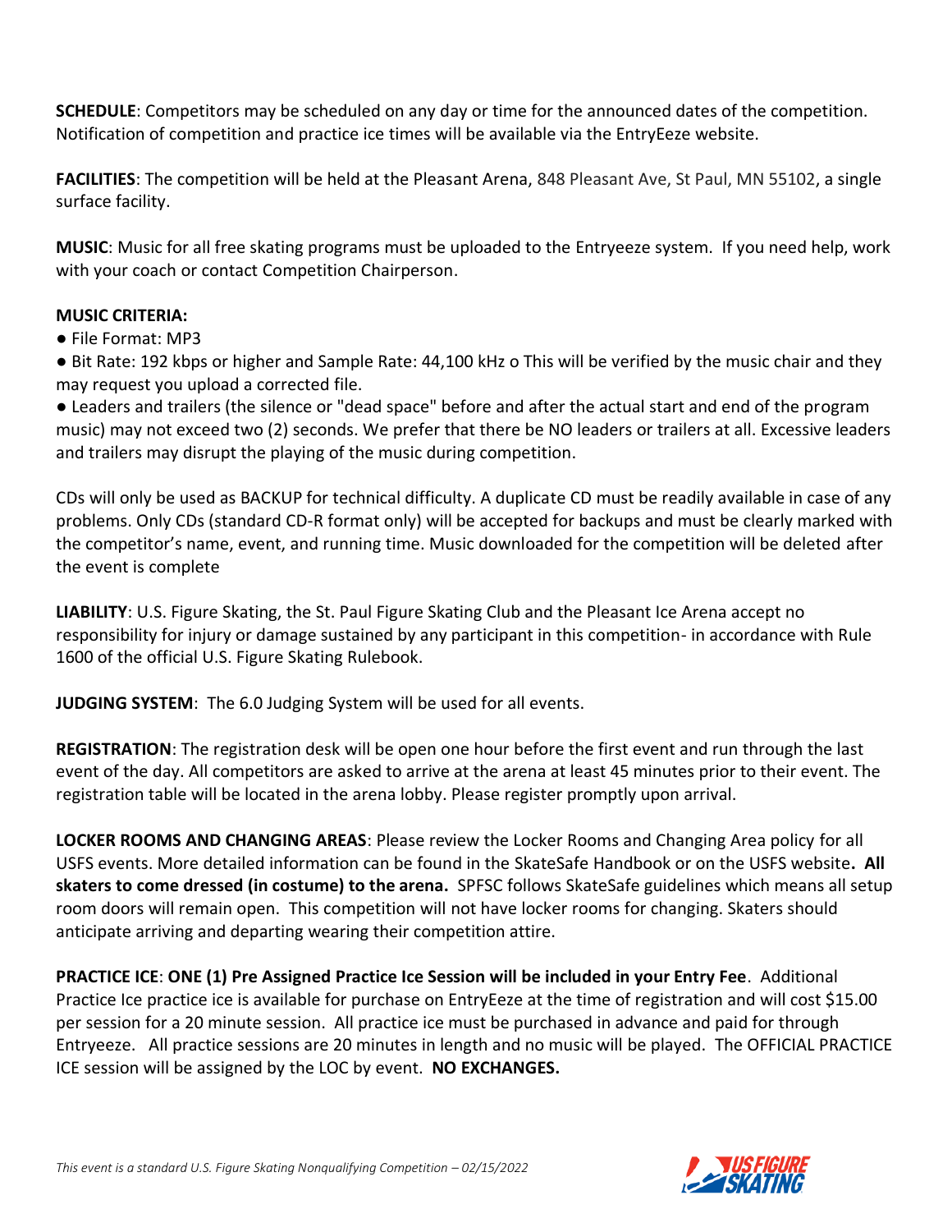**SCHEDULE**: Competitors may be scheduled on any day or time for the announced dates of the competition. Notification of competition and practice ice times will be available via the EntryEeze website.

**FACILITIES**: The competition will be held at the Pleasant Arena, 848 Pleasant Ave, St Paul, MN 55102, a single surface facility.

**MUSIC**: Music for all free skating programs must be uploaded to the Entryeeze system. If you need help, work with your coach or contact Competition Chairperson.

**MUSIC CRITERIA:**

● File Format: MP3

● Bit Rate: 192 kbps or higher and Sample Rate: 44,100 kHz o This will be verified by the music chair and they may request you upload a corrected file.

● Leaders and trailers (the silence or "dead space" before and after the actual start and end of the program music) may not exceed two (2) seconds. We prefer that there be NO leaders or trailers at all. Excessive leaders and trailers may disrupt the playing of the music during competition.

CDs will only be used as BACKUP for technical difficulty. A duplicate CD must be readily available in case of any problems. Only CDs (standard CD-R format only) will be accepted for backups and must be clearly marked with the competitor's name, event, and running time. Music downloaded for the competition will be deleted after the event is complete

**LIABILITY**: U.S. Figure Skating, the St. Paul Figure Skating Club and the Pleasant Ice Arena accept no responsibility for injury or damage sustained by any participant in this competition- in accordance with Rule 1600 of the official U.S. Figure Skating Rulebook.

**JUDGING SYSTEM**: The 6.0 Judging System will be used for all events.

**REGISTRATION**: The registration desk will be open one hour before the first event and run through the last event of the day. All competitors are asked to arrive at the arena at least 45 minutes prior to their event. The registration table will be located in the arena lobby. Please register promptly upon arrival.

**LOCKER ROOMS AND CHANGING AREAS**: Please review the Locker Rooms and Changing Area policy for all USFS events. More detailed information can be found in the SkateSafe Handbook or on the USFS website**. All skaters to come dressed (in costume) to the arena.** SPFSC follows SkateSafe guidelines which means all setup room doors will remain open. This competition will not have locker rooms for changing. Skaters should anticipate arriving and departing wearing their competition attire.

**PRACTICE ICE**: **ONE (1) Pre Assigned Practice Ice Session will be included in your Entry Fee**. Additional Practice Ice practice ice is available for purchase on EntryEeze at the time of registration and will cost $15.00 per session for a 20 minute session. All practice ice must be purchased in advance and paid for through Entryeeze. All practice sessions are 20 minutes in length and no music will be played. The OFFICIAL PRACTICE ICE session will be assigned by the LOC by event. **NO EXCHANGES.**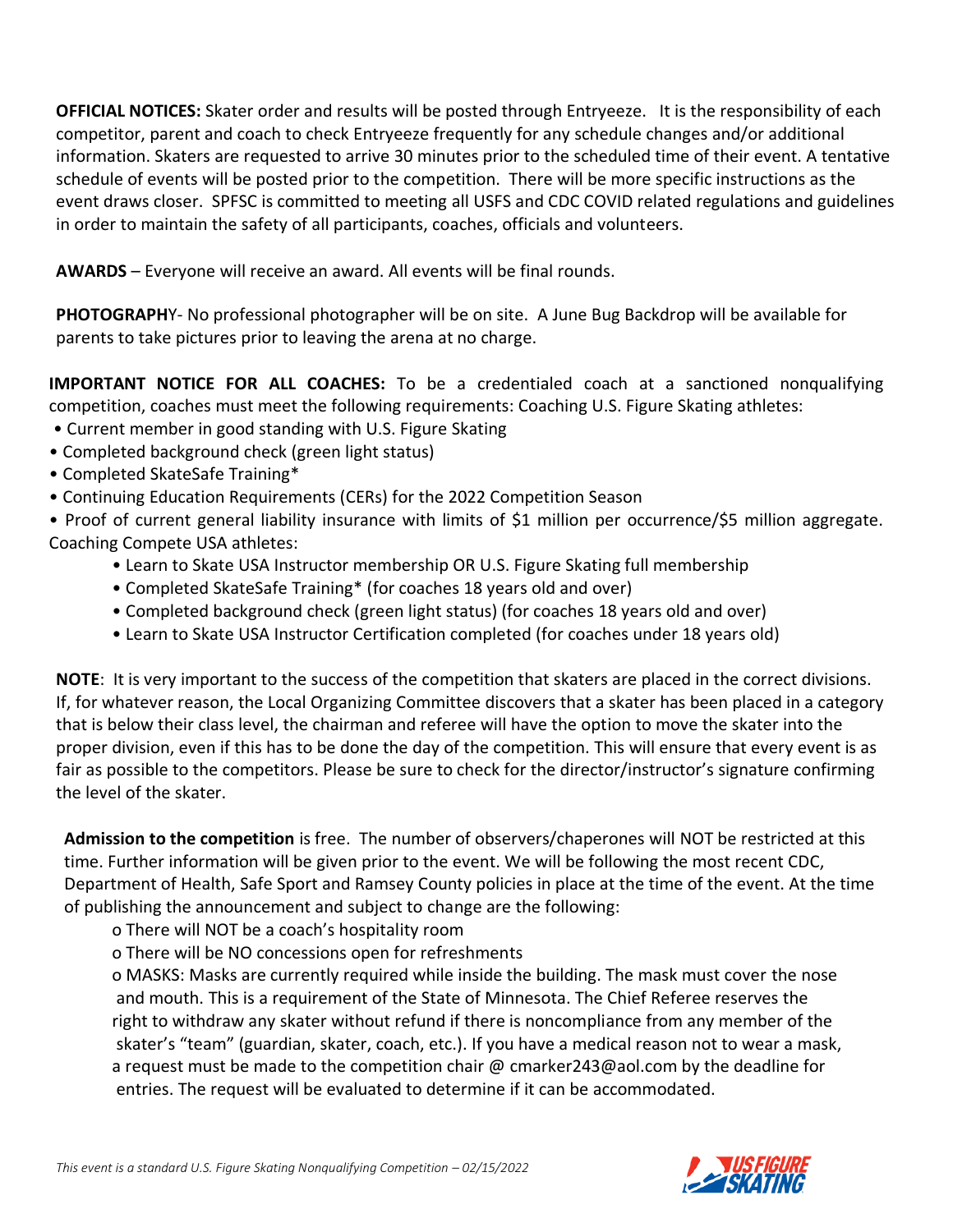**OFFICIAL NOTICES:** Skater order and results will be posted through Entryeeze. It is the responsibility of each competitor, parent and coach to check Entryeeze frequently for any schedule changes and/or additional information. Skaters are requested to arrive 30 minutes prior to the scheduled time of their event. A tentative schedule of events will be posted prior to the competition. There will be more specific instructions as the event draws closer. SPFSC is committed to meeting all USFS and CDC COVID related regulations and guidelines in order to maintain the safety of all participants, coaches, officials and volunteers.

**AWARDS** – Everyone will receive an award. All events will be final rounds.

**PHOTOGRAPH**Y- No professional photographer will be on site. A June Bug Backdrop will be available for parents to take pictures prior to leaving the arena at no charge.

**IMPORTANT NOTICE FOR ALL COACHES:** To be a credentialed coach at a sanctioned nonqualifying competition, coaches must meet the following requirements: Coaching U.S. Figure Skating athletes:

- Current member in good standing with U.S. Figure Skating
- Completed background check (green light status)
- Completed SkateSafe Training*
- Continuing Education Requirements (CERs) for the 2022 Competition Season
- Proof of current general liability insurance with limits of $1 million per occurrence/$5 million aggregate.

Coaching Compete USA athletes:

- Learn to Skate USA Instructor membership OR U.S. Figure Skating full membership
- Completed SkateSafe Training* (for coaches 18 years old and over)
- Completed background check (green light status) (for coaches 18 years old and over)
- Learn to Skate USA Instructor Certification completed (for coaches under 18 years old)

**NOTE**: It is very important to the success of the competition that skaters are placed in the correct divisions. If, for whatever reason, the Local Organizing Committee discovers that a skater has been placed in a category that is below their class level, the chairman and referee will have the option to move the skater into the proper division, even if this has to be done the day of the competition. This will ensure that every event is as fair as possible to the competitors. Please be sure to check for the director/instructor's signature confirming the level of the skater.

**Admission to the competition** is free. The number of observers/chaperones will NOT be restricted at this time. Further information will be given prior to the event. We will be following the most recent CDC, Department of Health, Safe Sport and Ramsey County policies in place at the time of the event. At the time of publishing the announcement and subject to change are the following:

- There will NOT be a coach's hospitality room
- There will be NO concessions open for refreshments
- MASKS: Masks are currently required while inside the building. The mask must cover the nose and mouth. This is a requirement of the State of Minnesota. The Chief Referee reserves the right to withdraw any skater without refund if there is noncompliance from any member of the skater's "team" (guardian, skater, coach, etc.). If you have a medical reason not to wear a mask, a request must be made to the competition chair @ cmarker243@aol.com by the deadline for entries. The request will be evaluated to determine if it can be accommodated.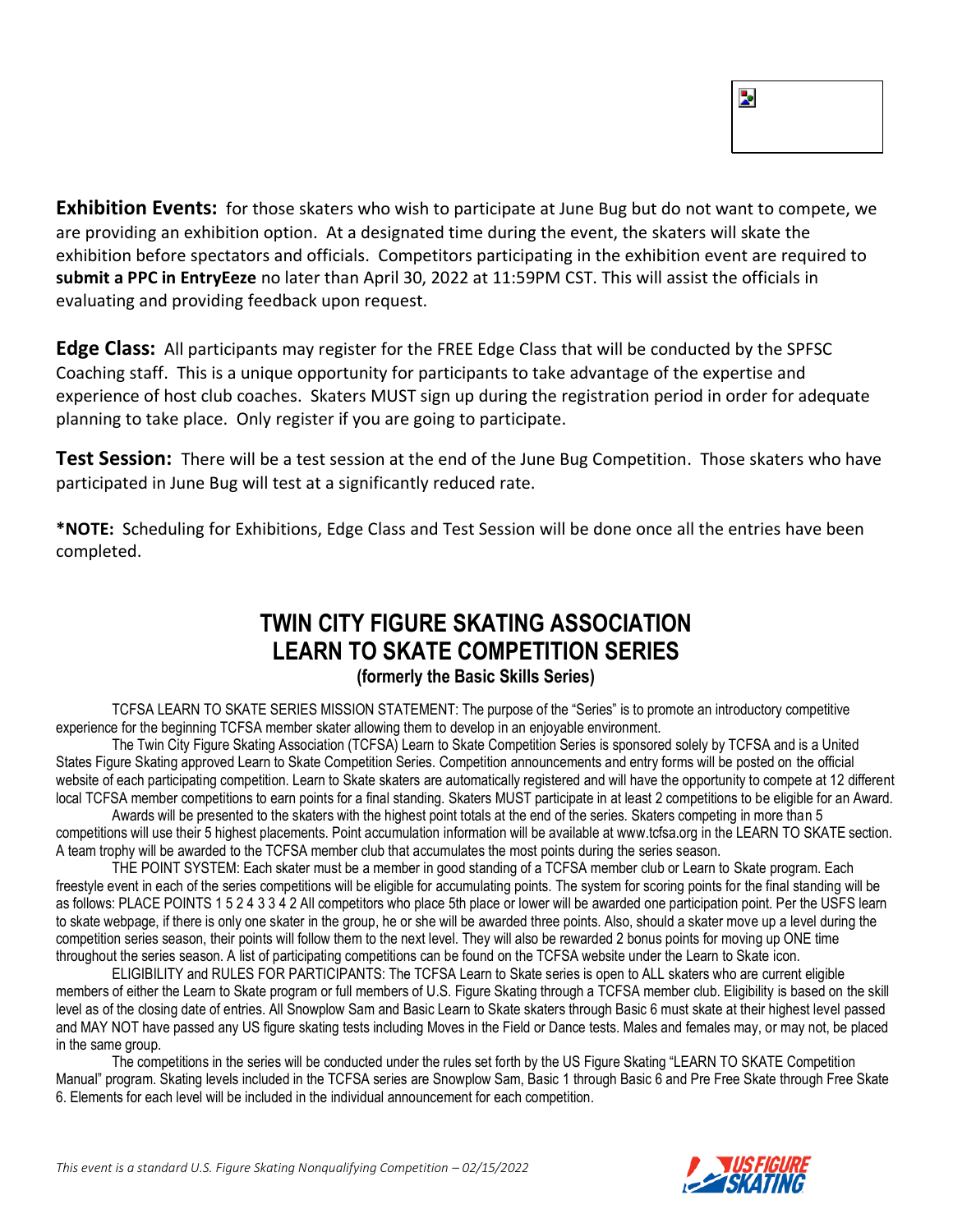**Exhibition Events:** for those skaters who wish to participate at June Bug but do not want to compete, we are providing an exhibition option. At a designated time during the event, the skaters will skate the exhibition before spectators and officials. Competitors participating in the exhibition event are required to **submit a PPC in EntryEeze** no later than April 30, 2022 at 11:59PM CST. This will assist the officials in evaluating and providing feedback upon request.

**Edge Class:** All participants may register for the FREE Edge Class that will be conducted by the SPFSC Coaching staff. This is a unique opportunity for participants to take advantage of the expertise and experience of host club coaches. Skaters MUST sign up during the registration period in order for adequate planning to take place. Only register if you are going to participate.

**Test Session:** There will be a test session at the end of the June Bug Competition. Those skaters who have participated in June Bug will test at a significantly reduced rate.

***NOTE:** Scheduling for Exhibitions, Edge Class and Test Session will be done once all the entries have been completed.

# TWIN CITY FIGURE SKATING ASSOCIATION
# LEARN TO SKATE COMPETITION SERIES
### (formerly the Basic Skills Series)

TCFSA LEARN TO SKATE SERIES MISSION STATEMENT: The purpose of the "Series" is to promote an introductory competitive experience for the beginning TCFSA member skater allowing them to develop in an enjoyable environment.

The Twin City Figure Skating Association (TCFSA) Learn to Skate Competition Series is sponsored solely by TCFSA and is a United States Figure Skating approved Learn to Skate Competition Series. Competition announcements and entry forms will be posted on the official website of each participating competition. Learn to Skate skaters are automatically registered and will have the opportunity to compete at 12 different local TCFSA member competitions to earn points for a final standing. Skaters MUST participate in at least 2 competitions to be eligible for an Award.

Awards will be presented to the skaters with the highest point totals at the end of the series. Skaters competing in more than 5 competitions will use their 5 highest placements. Point accumulation information will be available at www.tcfsa.org in the LEARN TO SKATE section. A team trophy will be awarded to the TCFSA member club that accumulates the most points during the series season.

THE POINT SYSTEM: Each skater must be a member in good standing of a TCFSA member club or Learn to Skate program. Each freestyle event in each of the series competitions will be eligible for accumulating points. The system for scoring points for the final standing will be as follows: PLACE POINTS 1 5 2 4 3 3 4 2 All competitors who place 5th place or lower will be awarded one participation point. Per the USFS learn to skate webpage, if there is only one skater in the group, he or she will be awarded three points. Also, should a skater move up a level during the competition series season, their points will follow them to the next level. They will also be rewarded 2 bonus points for moving up ONE time throughout the series season. A list of participating competitions can be found on the TCFSA website under the Learn to Skate icon.

ELIGIBILITY and RULES FOR PARTICIPANTS: The TCFSA Learn to Skate series is open to ALL skaters who are current eligible members of either the Learn to Skate program or full members of U.S. Figure Skating through a TCFSA member club. Eligibility is based on the skill level as of the closing date of entries. All Snowplow Sam and Basic Learn to Skate skaters through Basic 6 must skate at their highest level passed and MAY NOT have passed any US figure skating tests including Moves in the Field or Dance tests. Males and females may, or may not, be placed in the same group.

The competitions in the series will be conducted under the rules set forth by the US Figure Skating "LEARN TO SKATE Competition Manual" program. Skating levels included in the TCFSA series are Snowplow Sam, Basic 1 through Basic 6 and Pre Free Skate through Free Skate 6. Elements for each level will be included in the individual announcement for each competition.

*This event is a standard U.S. Figure Skating Nonqualifying Competition – 02/15/2022*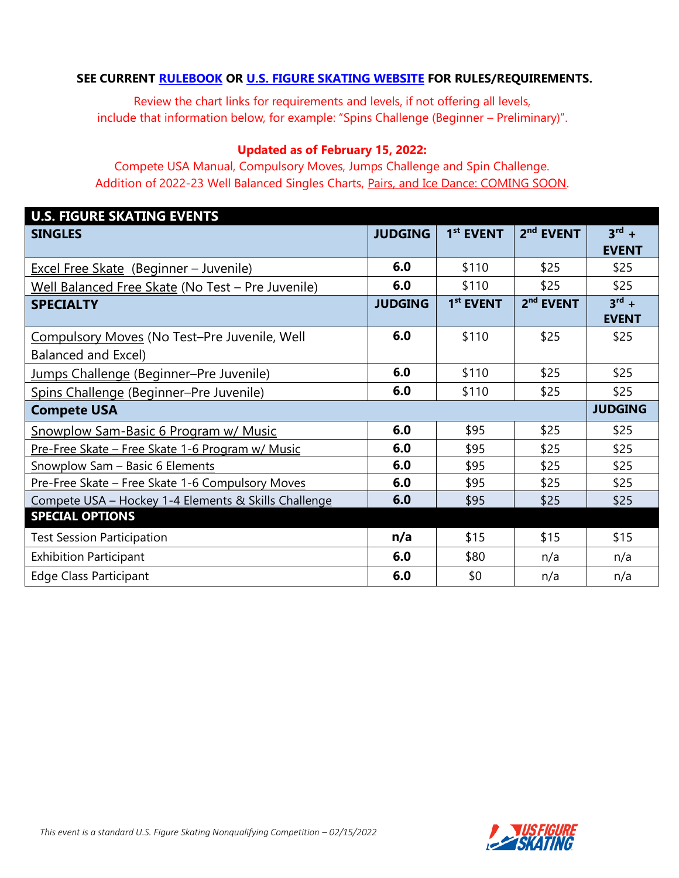**SEE CURRENT RULEBOOK OR U.S. FIGURE SKATING WEBSITE FOR RULES/REQUIREMENTS.**

Review the chart links for requirements and levels, if not offering all levels, include that information below, for example: "Spins Challenge (Beginner – Preliminary)".

**Updated as of February 15, 2022:**

Compete USA Manual, Compulsory Moves, Jumps Challenge and Spin Challenge.
Addition of 2022-23 Well Balanced Singles Charts, Pairs, and Ice Dance: COMING SOON.

| **U.S. FIGURE SKATING EVENTS** | | | | |
|---|---|---|---|---|
| **SINGLES** | **JUDGING** | **1st EVENT** | **2nd EVENT** | **3rd + EVENT** |
| Excel Free Skate (Beginner – Juvenile) | **6.0** | $110 | $25 | $25 |
| Well Balanced Free Skate (No Test – Pre Juvenile) | **6.0** | $110 | $25 | $25 |
| **SPECIALTY** | **JUDGING** | **1st EVENT** | **2nd EVENT** | **3rd + EVENT** |
| Compulsory Moves (No Test–Pre Juvenile, Well Balanced and Excel) | **6.0** | $110 | $25 | $25 |
| Jumps Challenge (Beginner–Pre Juvenile) | **6.0** | $110 | $25 | $25 |
| Spins Challenge (Beginner–Pre Juvenile) | **6.0** | $110 | $25 | $25 |
| **Compete USA** | | | | **JUDGING** |
| Snowplow Sam-Basic 6 Program w/ Music | **6.0** | $95 | $25 | $25 |
| Pre-Free Skate – Free Skate 1-6 Program w/ Music | **6.0** | $95 | $25 | $25 |
| Snowplow Sam – Basic 6 Elements | **6.0** | $95 | $25 | $25 |
| Pre-Free Skate – Free Skate 1-6 Compulsory Moves | **6.0** | $95 | $25 | $25 |
| Compete USA – Hockey 1-4 Elements & Skills Challenge | **6.0** | $95 | $25 | $25 |
| **SPECIAL OPTIONS** | | | | |
| Test Session Participation | **n/a** | $15 | $15 | $15 |
| Exhibition Participant | **6.0** | $80 | n/a | n/a |
| Edge Class Participant | **6.0** | $0 | n/a | n/a |

*This event is a standard U.S. Figure Skating Nonqualifying Competition – 02/15/2022*